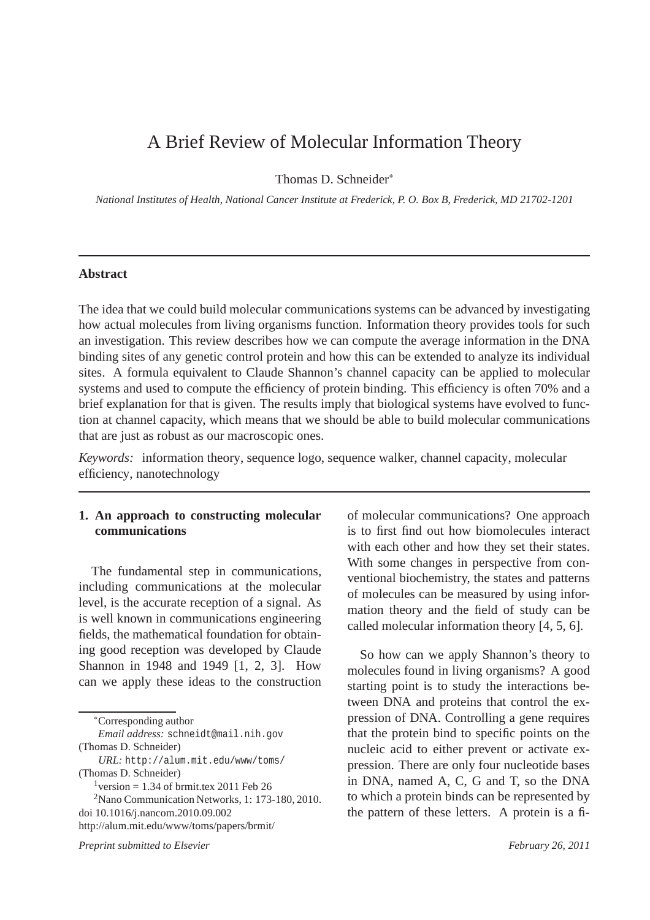# A Brief Review of Molecular Information Theory

Thomas D. Schneider[*]

*National Institutes of Health, National Cancer Institute at Frederick, P. O. Box B, Frederick, MD 21702-1201*

---

**Abstract**

The idea that we could build molecular communications systems can be advanced by investigating how actual molecules from living organisms function. Information theory provides tools for such an investigation. This review describes how we can compute the average information in the DNA binding sites of any genetic control protein and how this can be extended to analyze its individual sites. A formula equivalent to Claude Shannon's channel capacity can be applied to molecular systems and used to compute the efficiency of protein binding. This efficiency is often 70% and a brief explanation for that is given. The results imply that biological systems have evolved to function at channel capacity, which means that we should be able to build molecular communications that are just as robust as our macroscopic ones.

*Keywords:* information theory, sequence logo, sequence walker, channel capacity, molecular efficiency, nanotechnology

---

## 1. An approach to constructing molecular communications

The fundamental step in communications, including communications at the molecular level, is the accurate reception of a signal. As is well known in communications engineering fields, the mathematical foundation for obtaining good reception was developed by Claude Shannon in 1948 and 1949 [1, 2, 3]. How can we apply these ideas to the construction of molecular communications? One approach is to first find out how biomolecules interact with each other and how they set their states. With some changes in perspective from conventional biochemistry, the states and patterns of molecules can be measured by using information theory and the field of study can be called molecular information theory [4, 5, 6].

So how can we apply Shannon's theory to molecules found in living organisms? A good starting point is to study the interactions between DNA and proteins that control the expression of DNA. Controlling a gene requires that the protein bind to specific points on the nucleic acid to either prevent or activate expression. There are only four nucleotide bases in DNA, named A, C, G and T, so the DNA to which a protein binds can be represented by the pattern of these letters. A protein is a fi-

---

[*] Corresponding author
*Email address:* `schneidt@mail.nih.gov` (Thomas D. Schneider)
*URL:* `http://alum.mit.edu/www/toms/` (Thomas D. Schneider)

[1] version = 1.34 of brmit.tex 2011 Feb 26

[2] Nano Communication Networks, 1: 173-180, 2010. doi 10.1016/j.nancom.2010.09.002 http://alum.mit.edu/www/toms/papers/brmit/

*Preprint submitted to Elsevier* *February 26, 2011*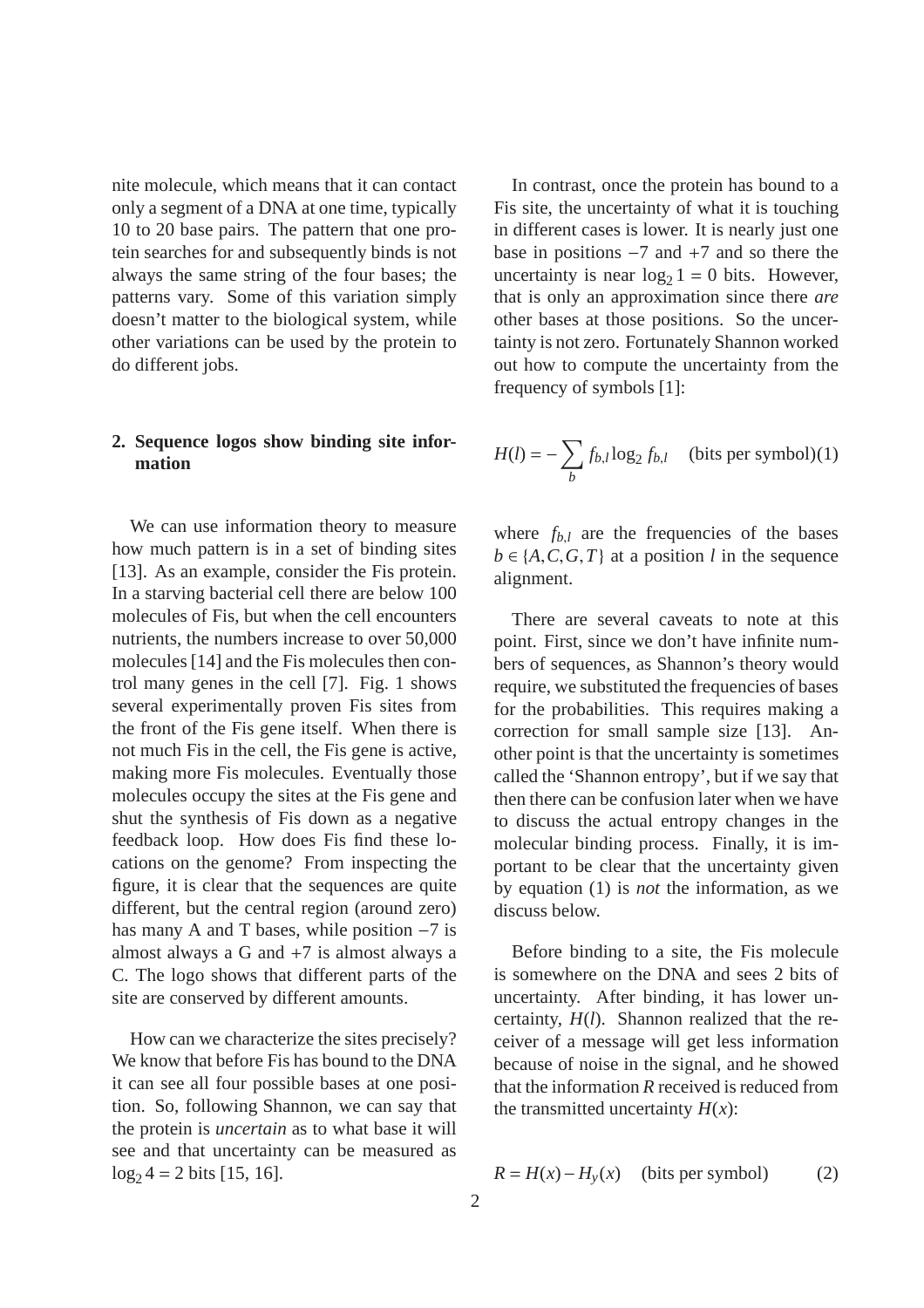nite molecule, which means that it can contact only a segment of a DNA at one time, typically 10 to 20 base pairs. The pattern that one protein searches for and subsequently binds is not always the same string of the four bases; the patterns vary. Some of this variation simply doesn't matter to the biological system, while other variations can be used by the protein to do different jobs.

## 2. Sequence logos show binding site information

We can use information theory to measure how much pattern is in a set of binding sites [13]. As an example, consider the Fis protein. In a starving bacterial cell there are below 100 molecules of Fis, but when the cell encounters nutrients, the numbers increase to over 50,000 molecules [14] and the Fis molecules then control many genes in the cell [7]. Fig. 1 shows several experimentally proven Fis sites from the front of the Fis gene itself. When there is not much Fis in the cell, the Fis gene is active, making more Fis molecules. Eventually those molecules occupy the sites at the Fis gene and shut the synthesis of Fis down as a negative feedback loop. How does Fis find these locations on the genome? From inspecting the figure, it is clear that the sequences are quite different, but the central region (around zero) has many A and T bases, while position −7 is almost always a G and +7 is almost always a C. The logo shows that different parts of the site are conserved by different amounts.

How can we characterize the sites precisely? We know that before Fis has bound to the DNA it can see all four possible bases at one position. So, following Shannon, we can say that the protein is *uncertain* as to what base it will see and that uncertainty can be measured as $\log_2 4 = 2$ bits [15, 16].

In contrast, once the protein has bound to a Fis site, the uncertainty of what it is touching in different cases is lower. It is nearly just one base in positions −7 and +7 and so there the uncertainty is near $\log_2 1 = 0$ bits. However, that is only an approximation since there *are* other bases at those positions. So the uncertainty is not zero. Fortunately Shannon worked out how to compute the uncertainty from the frequency of symbols [1]:

$$H(l) = -\sum_{b} f_{b,l} \log_2 f_{b,l} \quad \text{(bits per symbol)} \tag{1}$$

where $f_{b,l}$ are the frequencies of the bases $b \in \{A, C, G, T\}$ at a position $l$ in the sequence alignment.

There are several caveats to note at this point. First, since we don't have infinite numbers of sequences, as Shannon's theory would require, we substituted the frequencies of bases for the probabilities. This requires making a correction for small sample size [13]. Another point is that the uncertainty is sometimes called the 'Shannon entropy', but if we say that then there can be confusion later when we have to discuss the actual entropy changes in the molecular binding process. Finally, it is important to be clear that the uncertainty given by equation (1) is *not* the information, as we discuss below.

Before binding to a site, the Fis molecule is somewhere on the DNA and sees 2 bits of uncertainty. After binding, it has lower uncertainty, $H(l)$. Shannon realized that the receiver of a message will get less information because of noise in the signal, and he showed that the information $R$ received is reduced from the transmitted uncertainty $H(x)$:

$$R = H(x) - H_y(x) \quad \text{(bits per symbol)} \tag{2}$$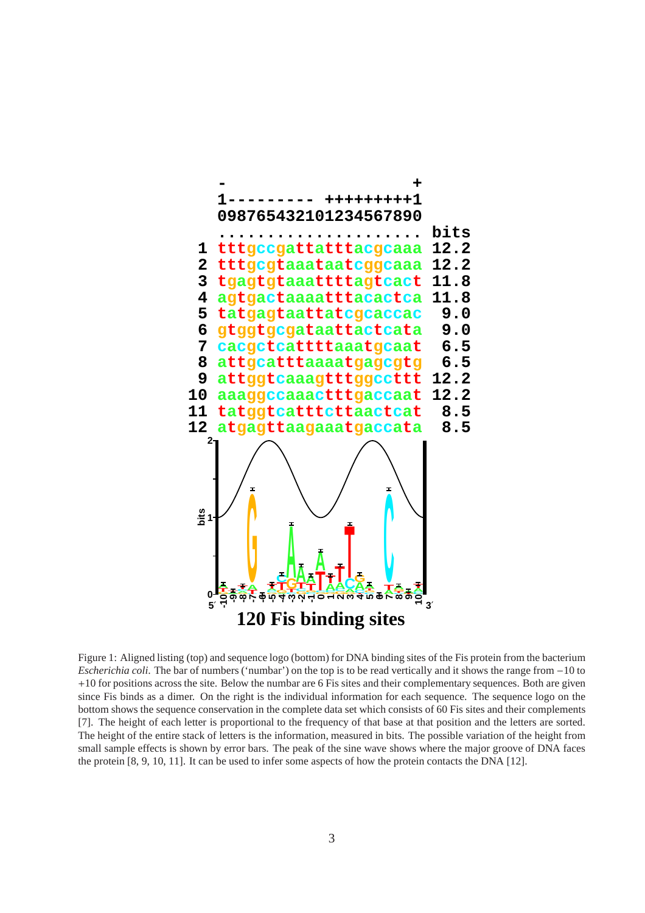```
 -                   +
 1--------- +++++++++1
 098765432101234567890
 ..................... bits
 1 tttgccgattatttacgcaaa 12.2
 2 tttgcgtaaataatcggcaaa 12.2
 3 tgagtgtaaattttagtcact 11.8
 4 agtgactaaaatttacactca 11.8
 5 tatgagtaattatcgcaccac  9.0
 6 gtggtgcgataattactcata  9.0
 7 cacgctcattttaaatgcaat  6.5
 8 attgcatttaaaatgagcgtg  6.5
 9 attggtcaaagtttggccttt 12.2
10 aaaggccaaactttgaccaat 12.2
11 tatggtcatttcttaactcat  8.5
12 atgagttaagaaatgaccata  8.5
```

**120 Fis binding sites**

Figure 1: Aligned listing (top) and sequence logo (bottom) for DNA binding sites of the Fis protein from the bacterium *Escherichia coli*. The bar of numbers ('numbar') on the top is to be read vertically and it shows the range from −10 to +10 for positions across the site. Below the numbar are 6 Fis sites and their complementary sequences. Both are given since Fis binds as a dimer. On the right is the individual information for each sequence. The sequence logo on the bottom shows the sequence conservation in the complete data set which consists of 60 Fis sites and their complements [7]. The height of each letter is proportional to the frequency of that base at that position and the letters are sorted. The height of the entire stack of letters is the information, measured in bits. The possible variation of the height from small sample effects is shown by error bars. The peak of the sine wave shows where the major groove of DNA faces the protein [8, 9, 10, 11]. It can be used to infer some aspects of how the protein contacts the DNA [12].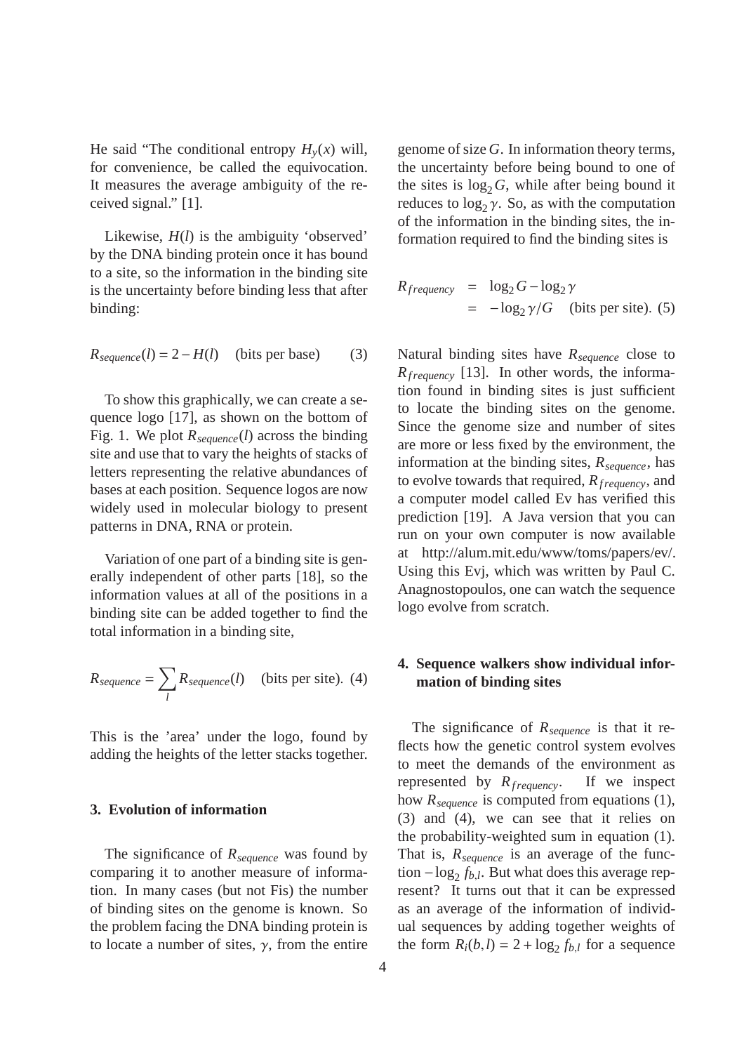He said "The conditional entropy $H_y(x)$ will, for convenience, be called the equivocation. It measures the average ambiguity of the received signal." [1].

Likewise, $H(l)$ is the ambiguity 'observed' by the DNA binding protein once it has bound to a site, so the information in the binding site is the uncertainty before binding less that after binding:

$$R_{sequence}(l) = 2 - H(l) \quad \text{(bits per base)} \qquad (3)$$

To show this graphically, we can create a sequence logo [17], as shown on the bottom of Fig. 1. We plot $R_{sequence}(l)$ across the binding site and use that to vary the heights of stacks of letters representing the relative abundances of bases at each position. Sequence logos are now widely used in molecular biology to present patterns in DNA, RNA or protein.

Variation of one part of a binding site is generally independent of other parts [18], so the information values at all of the positions in a binding site can be added together to find the total information in a binding site,

$$R_{sequence} = \sum_l R_{sequence}(l) \quad \text{(bits per site)}. \quad (4)$$

This is the 'area' under the logo, found by adding the heights of the letter stacks together.

### 3. Evolution of information

The significance of $R_{sequence}$ was found by comparing it to another measure of information. In many cases (but not Fis) the number of binding sites on the genome is known. So the problem facing the DNA binding protein is to locate a number of sites, $\gamma$, from the entire genome of size $G$. In information theory terms, the uncertainty before being bound to one of the sites is $\log_2 G$, while after being bound it reduces to $\log_2 \gamma$. So, as with the computation of the information in the binding sites, the information required to find the binding sites is

$$\begin{aligned} R_{frequency} &= \log_2 G - \log_2 \gamma \\ &= -\log_2 \gamma/G \quad \text{(bits per site)}. \quad (5) \end{aligned}$$

Natural binding sites have $R_{sequence}$ close to $R_{frequency}$ [13]. In other words, the information found in binding sites is just sufficient to locate the binding sites on the genome. Since the genome size and number of sites are more or less fixed by the environment, the information at the binding sites, $R_{sequence}$, has to evolve towards that required, $R_{frequency}$, and a computer model called Ev has verified this prediction [19]. A Java version that you can run on your own computer is now available at http://alum.mit.edu/www/toms/papers/ev/. Using this Evj, which was written by Paul C. Anagnostopoulos, one can watch the sequence logo evolve from scratch.

### 4. Sequence walkers show individual information of binding sites

The significance of $R_{sequence}$ is that it reflects how the genetic control system evolves to meet the demands of the environment as represented by $R_{frequency}$. If we inspect how $R_{sequence}$ is computed from equations (1), (3) and (4), we can see that it relies on the probability-weighted sum in equation (1). That is, $R_{sequence}$ is an average of the function $-\log_2 f_{b,l}$. But what does this average represent? It turns out that it can be expressed as an average of the information of individual sequences by adding together weights of the form $R_i(b,l) = 2 + \log_2 f_{b,l}$ for a sequence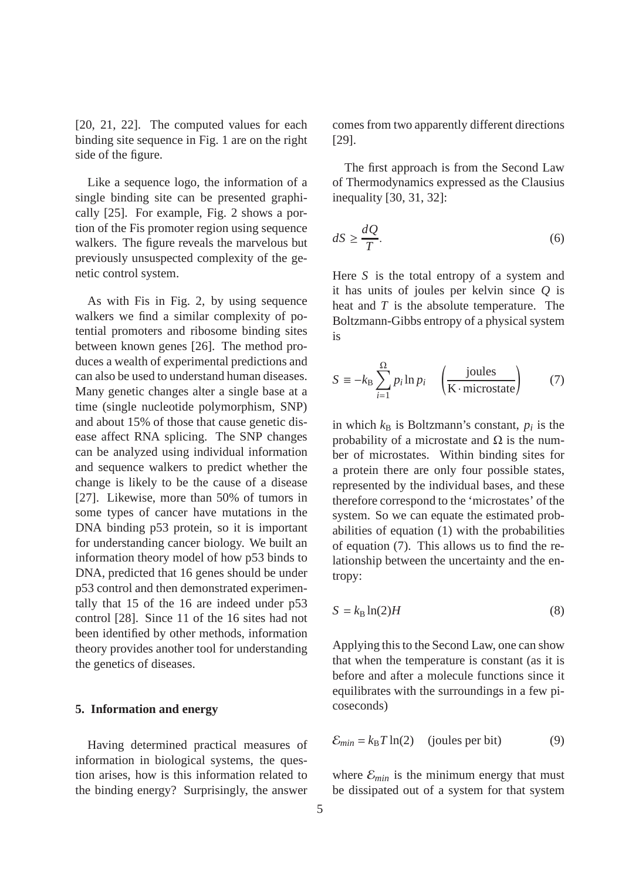[20, 21, 22]. The computed values for each binding site sequence in Fig. 1 are on the right side of the figure.

Like a sequence logo, the information of a single binding site can be presented graphically [25]. For example, Fig. 2 shows a portion of the Fis promoter region using sequence walkers. The figure reveals the marvelous but previously unsuspected complexity of the genetic control system.

As with Fis in Fig. 2, by using sequence walkers we find a similar complexity of potential promoters and ribosome binding sites between known genes [26]. The method produces a wealth of experimental predictions and can also be used to understand human diseases. Many genetic changes alter a single base at a time (single nucleotide polymorphism, SNP) and about 15% of those that cause genetic disease affect RNA splicing. The SNP changes can be analyzed using individual information and sequence walkers to predict whether the change is likely to be the cause of a disease [27]. Likewise, more than 50% of tumors in some types of cancer have mutations in the DNA binding p53 protein, so it is important for understanding cancer biology. We built an information theory model of how p53 binds to DNA, predicted that 16 genes should be under p53 control and then demonstrated experimentally that 15 of the 16 are indeed under p53 control [28]. Since 11 of the 16 sites had not been identified by other methods, information theory provides another tool for understanding the genetics of diseases.

## 5. Information and energy

Having determined practical measures of information in biological systems, the question arises, how is this information related to the binding energy? Surprisingly, the answer comes from two apparently different directions [29].

The first approach is from the Second Law of Thermodynamics expressed as the Clausius inequality [30, 31, 32]:

$$dS \geq \frac{dQ}{T}. \tag{6}$$

Here $S$ is the total entropy of a system and it has units of joules per kelvin since $Q$ is heat and $T$ is the absolute temperature. The Boltzmann-Gibbs entropy of a physical system is

$$S \equiv -k_{\mathrm{B}} \sum_{i=1}^{\Omega} p_i \ln p_i \quad \left(\frac{\text{joules}}{\text{K} \cdot \text{microstate}}\right) \tag{7}$$

in which $k_{\mathrm{B}}$ is Boltzmann's constant, $p_i$ is the probability of a microstate and $\Omega$ is the number of microstates. Within binding sites for a protein there are only four possible states, represented by the individual bases, and these therefore correspond to the 'microstates' of the system. So we can equate the estimated probabilities of equation (1) with the probabilities of equation (7). This allows us to find the relationship between the uncertainty and the entropy:

$$S = k_{\mathrm{B}} \ln(2) H \tag{8}$$

Applying this to the Second Law, one can show that when the temperature is constant (as it is before and after a molecule functions since it equilibrates with the surroundings in a few picoseconds)

$$\mathcal{E}_{min} = k_{\mathrm{B}} T \ln(2) \quad \text{(joules per bit)} \tag{9}$$

where $\mathcal{E}_{min}$ is the minimum energy that must be dissipated out of a system for that system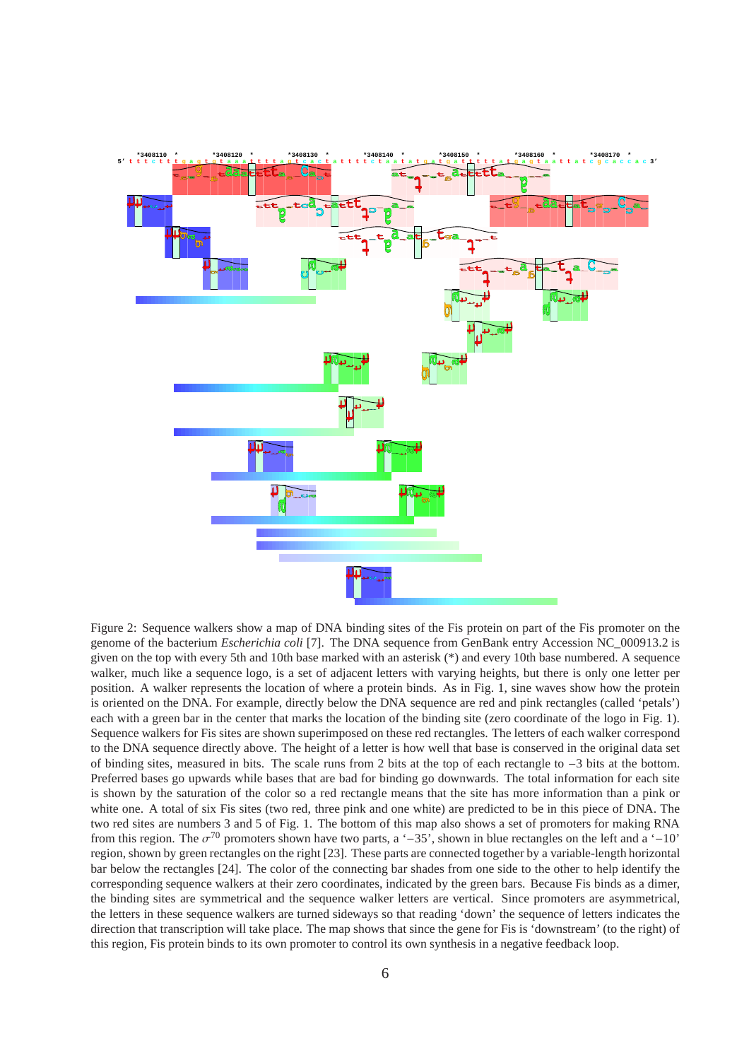Figure 2: Sequence walkers show a map of DNA binding sites of the Fis protein on part of the Fis promoter on the genome of the bacterium *Escherichia coli* [7]. The DNA sequence from GenBank entry Accession NC_000913.2 is given on the top with every 5th and 10th base marked with an asterisk (*) and every 10th base numbered. A sequence walker, much like a sequence logo, is a set of adjacent letters with varying heights, but there is only one letter per position. A walker represents the location of where a protein binds. As in Fig. 1, sine waves show how the protein is oriented on the DNA. For example, directly below the DNA sequence are red and pink rectangles (called 'petals') each with a green bar in the center that marks the location of the binding site (zero coordinate of the logo in Fig. 1). Sequence walkers for Fis sites are shown superimposed on these red rectangles. The letters of each walker correspond to the DNA sequence directly above. The height of a letter is how well that base is conserved in the original data set of binding sites, measured in bits. The scale runs from 2 bits at the top of each rectangle to −3 bits at the bottom. Preferred bases go upwards while bases that are bad for binding go downwards. The total information for each site is shown by the saturation of the color so a red rectangle means that the site has more information than a pink or white one. A total of six Fis sites (two red, three pink and one white) are predicted to be in this piece of DNA. The two red sites are numbers 3 and 5 of Fig. 1. The bottom of this map also shows a set of promoters for making RNA from this region. The $\sigma^{70}$ promoters shown have two parts, a '−35', shown in blue rectangles on the left and a '−10' region, shown by green rectangles on the right [23]. These parts are connected together by a variable-length horizontal bar below the rectangles [24]. The color of the connecting bar shades from one side to the other to help identify the corresponding sequence walkers at their zero coordinates, indicated by the green bars. Because Fis binds as a dimer, the binding sites are symmetrical and the sequence walker letters are vertical. Since promoters are asymmetrical, the letters in these sequence walkers are turned sideways so that reading 'down' the sequence of letters indicates the direction that transcription will take place. The map shows that since the gene for Fis is 'downstream' (to the right) of this region, Fis protein binds to its own promoter to control its own synthesis in a negative feedback loop.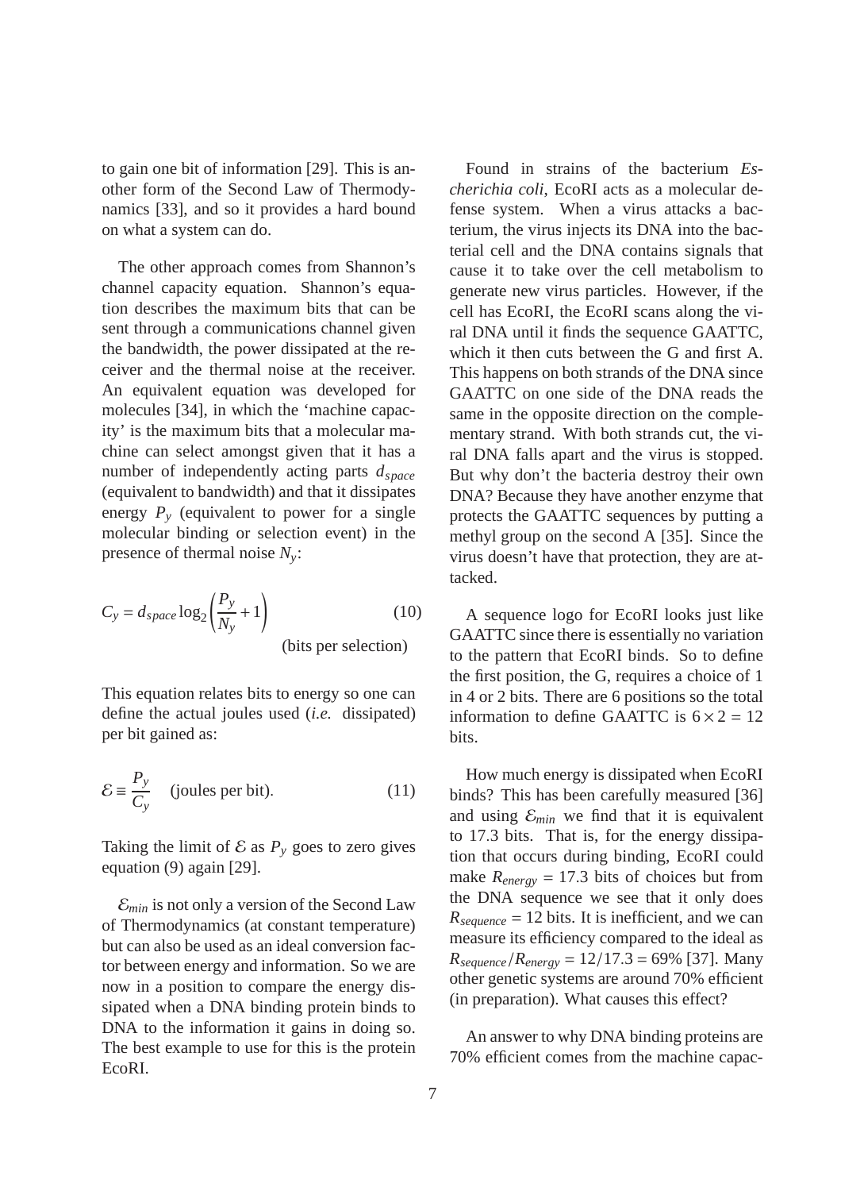to gain one bit of information [29]. This is another form of the Second Law of Thermodynamics [33], and so it provides a hard bound on what a system can do.

The other approach comes from Shannon's channel capacity equation. Shannon's equation describes the maximum bits that can be sent through a communications channel given the bandwidth, the power dissipated at the receiver and the thermal noise at the receiver. An equivalent equation was developed for molecules [34], in which the 'machine capacity' is the maximum bits that a molecular machine can select amongst given that it has a number of independently acting parts $d_{space}$ (equivalent to bandwidth) and that it dissipates energy $P_y$ (equivalent to power for a single molecular binding or selection event) in the presence of thermal noise $N_y$:

$$C_y = d_{space} \log_2 \left( \frac{P_y}{N_y} + 1 \right) \quad \text{(bits per selection)} \tag{10}$$

This equation relates bits to energy so one can define the actual joules used (*i.e.* dissipated) per bit gained as:

$$\mathcal{E} \equiv \frac{P_y}{C_y} \quad \text{(joules per bit)}. \tag{11}$$

Taking the limit of $\mathcal{E}$ as $P_y$ goes to zero gives equation (9) again [29].

$\mathcal{E}_{min}$ is not only a version of the Second Law of Thermodynamics (at constant temperature) but can also be used as an ideal conversion factor between energy and information. So we are now in a position to compare the energy dissipated when a DNA binding protein binds to DNA to the information it gains in doing so. The best example to use for this is the protein EcoRI.

Found in strains of the bacterium *Escherichia coli*, EcoRI acts as a molecular defense system. When a virus attacks a bacterium, the virus injects its DNA into the bacterial cell and the DNA contains signals that cause it to take over the cell metabolism to generate new virus particles. However, if the cell has EcoRI, the EcoRI scans along the viral DNA until it finds the sequence GAATTC, which it then cuts between the G and first A. This happens on both strands of the DNA since GAATTC on one side of the DNA reads the same in the opposite direction on the complementary strand. With both strands cut, the viral DNA falls apart and the virus is stopped. But why don't the bacteria destroy their own DNA? Because they have another enzyme that protects the GAATTC sequences by putting a methyl group on the second A [35]. Since the virus doesn't have that protection, they are attacked.

A sequence logo for EcoRI looks just like GAATTC since there is essentially no variation to the pattern that EcoRI binds. So to define the first position, the G, requires a choice of 1 in 4 or 2 bits. There are 6 positions so the total information to define GAATTC is $6 \times 2 = 12$ bits.

How much energy is dissipated when EcoRI binds? This has been carefully measured [36] and using $\mathcal{E}_{min}$ we find that it is equivalent to 17.3 bits. That is, for the energy dissipation that occurs during binding, EcoRI could make $R_{energy} = 17.3$ bits of choices but from the DNA sequence we see that it only does $R_{sequence} = 12$ bits. It is inefficient, and we can measure its efficiency compared to the ideal as $R_{sequence}/R_{energy} = 12/17.3 = 69\%$ [37]. Many other genetic systems are around 70% efficient (in preparation). What causes this effect?

An answer to why DNA binding proteins are 70% efficient comes from the machine capac-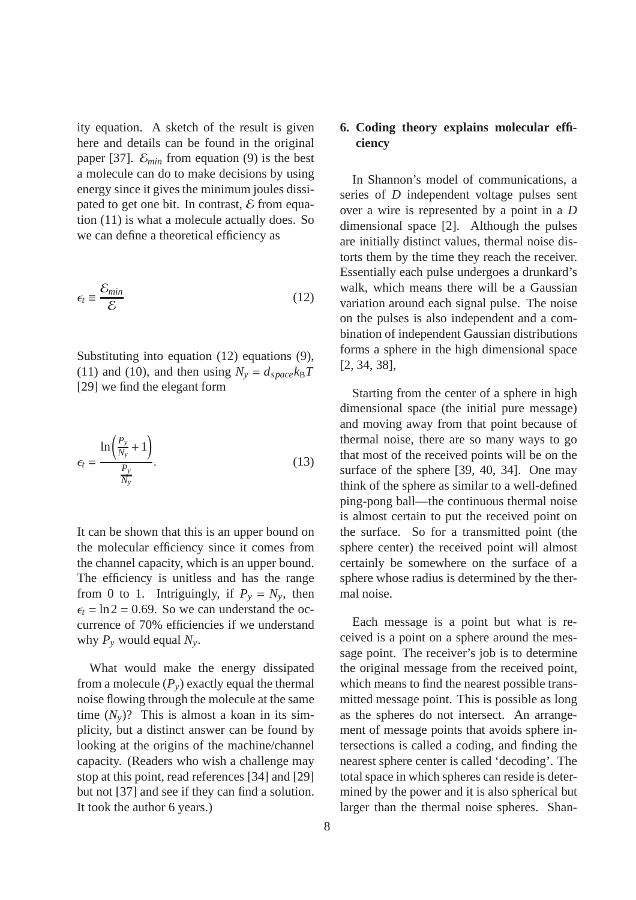ity equation. A sketch of the result is given here and details can be found in the original paper [37]. $\mathcal{E}_{min}$ from equation (9) is the best a molecule can do to make decisions by using energy since it gives the minimum joules dissipated to get one bit. In contrast, $\mathcal{E}$ from equation (11) is what a molecule actually does. So we can define a theoretical efficiency as

$$\epsilon_t \equiv \frac{\mathcal{E}_{min}}{\mathcal{E}} \tag{12}$$

Substituting into equation (12) equations (9), (11) and (10), and then using $N_y = d_{space} k_B T$ [29] we find the elegant form

$$\epsilon_t = \frac{\ln\left(\frac{P_y}{N_y} + 1\right)}{\frac{P_y}{N_y}}. \tag{13}$$

It can be shown that this is an upper bound on the molecular efficiency since it comes from the channel capacity, which is an upper bound. The efficiency is unitless and has the range from 0 to 1. Intriguingly, if $P_y = N_y$, then $\epsilon_t = \ln 2 = 0.69$. So we can understand the occurrence of 70% efficiencies if we understand why $P_y$ would equal $N_y$.

What would make the energy dissipated from a molecule ($P_y$) exactly equal the thermal noise flowing through the molecule at the same time ($N_y$)? This is almost a koan in its simplicity, but a distinct answer can be found by looking at the origins of the machine/channel capacity. (Readers who wish a challenge may stop at this point, read references [34] and [29] but not [37] and see if they can find a solution. It took the author 6 years.)

## 6. Coding theory explains molecular efficiency

In Shannon's model of communications, a series of $D$ independent voltage pulses sent over a wire is represented by a point in a $D$ dimensional space [2]. Although the pulses are initially distinct values, thermal noise distorts them by the time they reach the receiver. Essentially each pulse undergoes a drunkard's walk, which means there will be a Gaussian variation around each signal pulse. The noise on the pulses is also independent and a combination of independent Gaussian distributions forms a sphere in the high dimensional space [2, 34, 38],

Starting from the center of a sphere in high dimensional space (the initial pure message) and moving away from that point because of thermal noise, there are so many ways to go that most of the received points will be on the surface of the sphere [39, 40, 34]. One may think of the sphere as similar to a well-defined ping-pong ball—the continuous thermal noise is almost certain to put the received point on the surface. So for a transmitted point (the sphere center) the received point will almost certainly be somewhere on the surface of a sphere whose radius is determined by the thermal noise.

Each message is a point but what is received is a point on a sphere around the message point. The receiver's job is to determine the original message from the received point, which means to find the nearest possible transmitted message point. This is possible as long as the spheres do not intersect. An arrangement of message points that avoids sphere intersections is called a coding, and finding the nearest sphere center is called 'decoding'. The total space in which spheres can reside is determined by the power and it is also spherical but larger than the thermal noise spheres. Shan-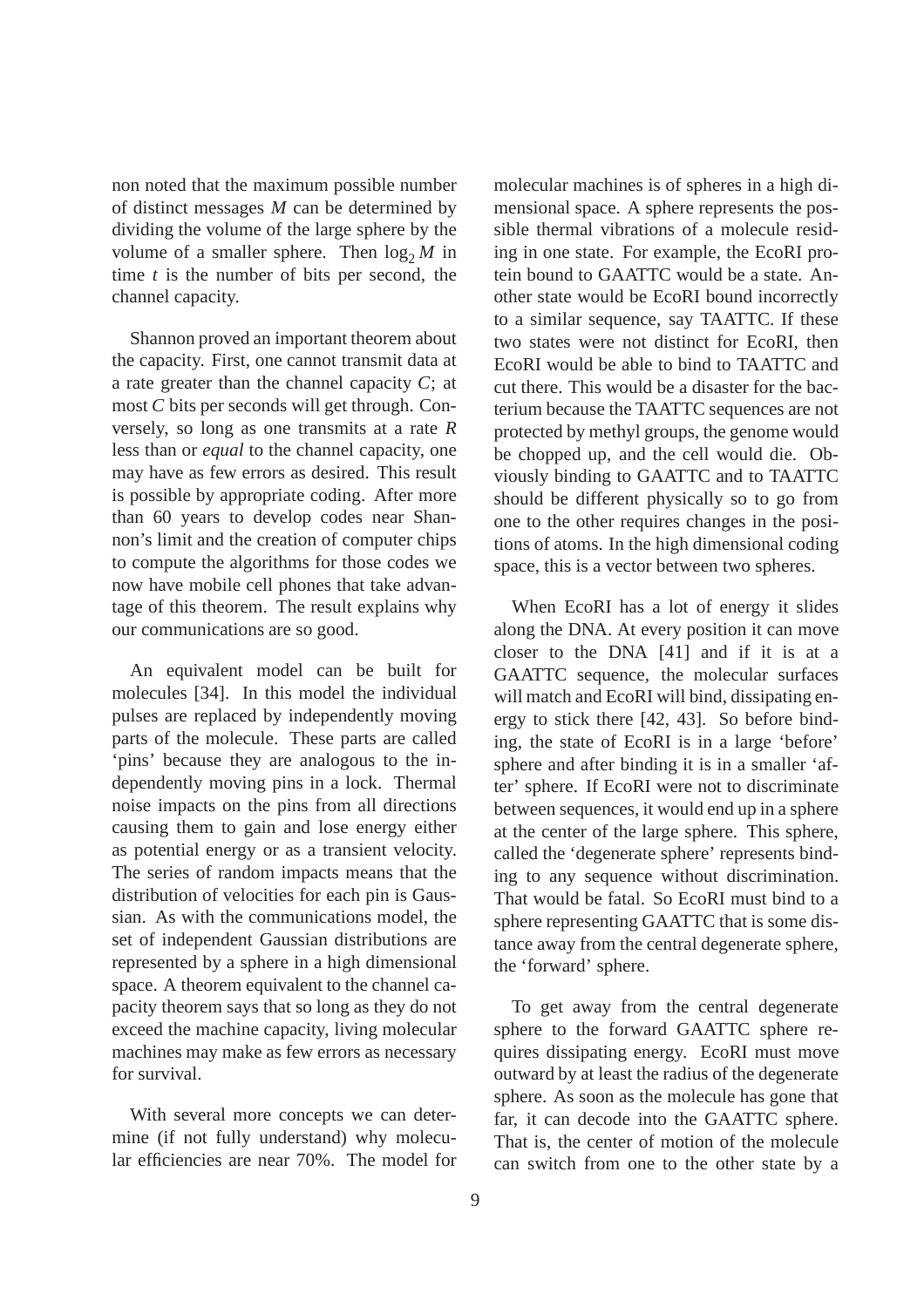non noted that the maximum possible number of distinct messages $M$ can be determined by dividing the volume of the large sphere by the volume of a smaller sphere. Then $\log_2 M$ in time $t$ is the number of bits per second, the channel capacity.

Shannon proved an important theorem about the capacity. First, one cannot transmit data at a rate greater than the channel capacity $C$; at most $C$ bits per seconds will get through. Conversely, so long as one transmits at a rate $R$ less than or *equal* to the channel capacity, one may have as few errors as desired. This result is possible by appropriate coding. After more than 60 years to develop codes near Shannon's limit and the creation of computer chips to compute the algorithms for those codes we now have mobile cell phones that take advantage of this theorem. The result explains why our communications are so good.

An equivalent model can be built for molecules [34]. In this model the individual pulses are replaced by independently moving parts of the molecule. These parts are called 'pins' because they are analogous to the independently moving pins in a lock. Thermal noise impacts on the pins from all directions causing them to gain and lose energy either as potential energy or as a transient velocity. The series of random impacts means that the distribution of velocities for each pin is Gaussian. As with the communications model, the set of independent Gaussian distributions are represented by a sphere in a high dimensional space. A theorem equivalent to the channel capacity theorem says that so long as they do not exceed the machine capacity, living molecular machines may make as few errors as necessary for survival.

With several more concepts we can determine (if not fully understand) why molecular efficiencies are near 70%. The model for molecular machines is of spheres in a high dimensional space. A sphere represents the possible thermal vibrations of a molecule residing in one state. For example, the EcoRI protein bound to GAATTC would be a state. Another state would be EcoRI bound incorrectly to a similar sequence, say TAATTC. If these two states were not distinct for EcoRI, then EcoRI would be able to bind to TAATTC and cut there. This would be a disaster for the bacterium because the TAATTC sequences are not protected by methyl groups, the genome would be chopped up, and the cell would die. Obviously binding to GAATTC and to TAATTC should be different physically so to go from one to the other requires changes in the positions of atoms. In the high dimensional coding space, this is a vector between two spheres.

When EcoRI has a lot of energy it slides along the DNA. At every position it can move closer to the DNA [41] and if it is at a GAATTC sequence, the molecular surfaces will match and EcoRI will bind, dissipating energy to stick there [42, 43]. So before binding, the state of EcoRI is in a large 'before' sphere and after binding it is in a smaller 'after' sphere. If EcoRI were not to discriminate between sequences, it would end up in a sphere at the center of the large sphere. This sphere, called the 'degenerate sphere' represents binding to any sequence without discrimination. That would be fatal. So EcoRI must bind to a sphere representing GAATTC that is some distance away from the central degenerate sphere, the 'forward' sphere.

To get away from the central degenerate sphere to the forward GAATTC sphere requires dissipating energy. EcoRI must move outward by at least the radius of the degenerate sphere. As soon as the molecule has gone that far, it can decode into the GAATTC sphere. That is, the center of motion of the molecule can switch from one to the other state by a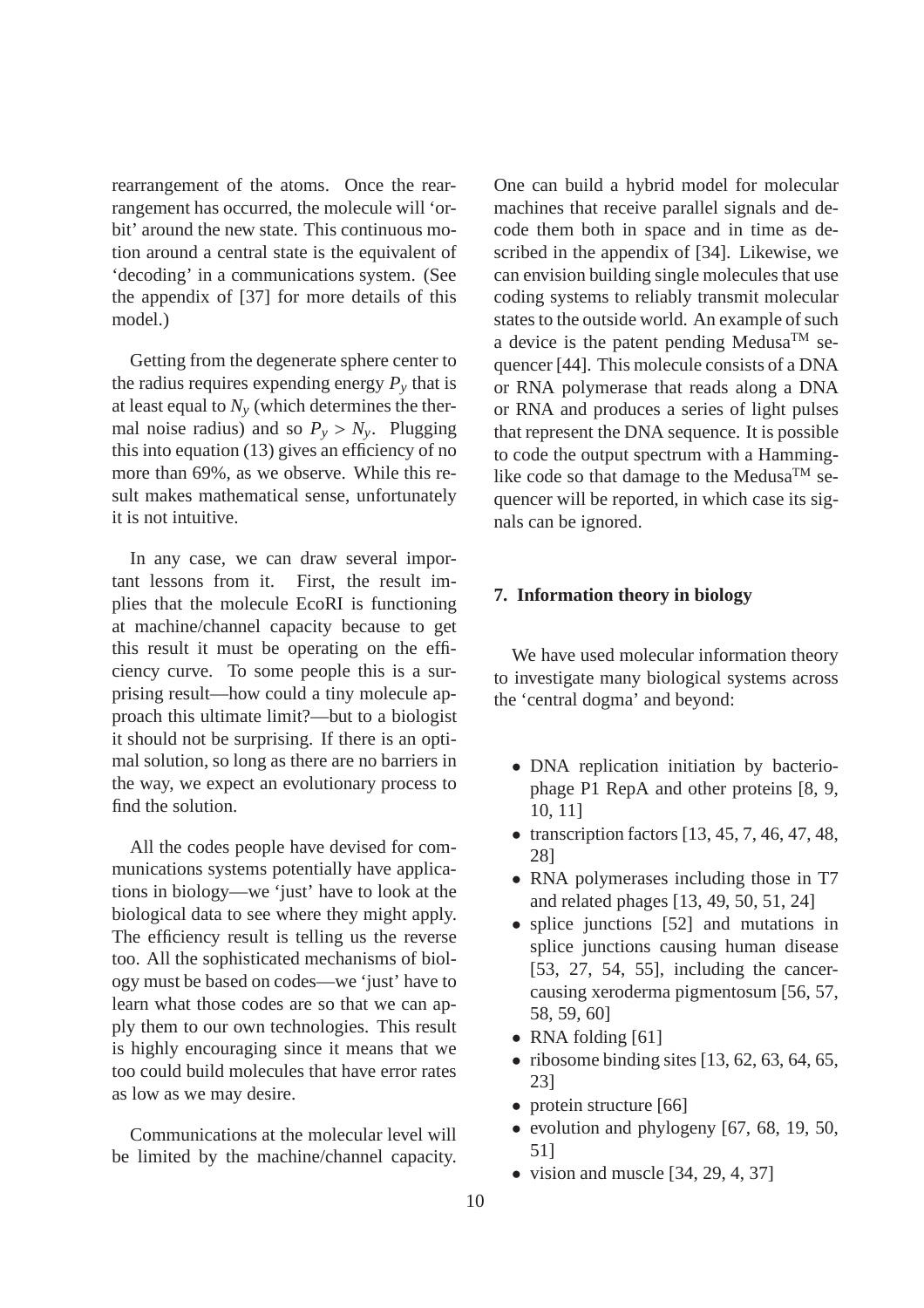rearrangement of the atoms. Once the rearrangement has occurred, the molecule will 'orbit' around the new state. This continuous motion around a central state is the equivalent of 'decoding' in a communications system. (See the appendix of [37] for more details of this model.)

Getting from the degenerate sphere center to the radius requires expending energy $P_y$ that is at least equal to $N_y$ (which determines the thermal noise radius) and so $P_y > N_y$. Plugging this into equation (13) gives an efficiency of no more than 69%, as we observe. While this result makes mathematical sense, unfortunately it is not intuitive.

In any case, we can draw several important lessons from it. First, the result implies that the molecule EcoRI is functioning at machine/channel capacity because to get this result it must be operating on the efficiency curve. To some people this is a surprising result—how could a tiny molecule approach this ultimate limit?—but to a biologist it should not be surprising. If there is an optimal solution, so long as there are no barriers in the way, we expect an evolutionary process to find the solution.

All the codes people have devised for communications systems potentially have applications in biology—we 'just' have to look at the biological data to see where they might apply. The efficiency result is telling us the reverse too. All the sophisticated mechanisms of biology must be based on codes—we 'just' have to learn what those codes are so that we can apply them to our own technologies. This result is highly encouraging since it means that we too could build molecules that have error rates as low as we may desire.

Communications at the molecular level will be limited by the machine/channel capacity. One can build a hybrid model for molecular machines that receive parallel signals and decode them both in space and in time as described in the appendix of [34]. Likewise, we can envision building single molecules that use coding systems to reliably transmit molecular states to the outside world. An example of such a device is the patent pending Medusa™ sequencer [44]. This molecule consists of a DNA or RNA polymerase that reads along a DNA or RNA and produces a series of light pulses that represent the DNA sequence. It is possible to code the output spectrum with a Hamming-like code so that damage to the Medusa™ sequencer will be reported, in which case its signals can be ignored.

## 7. Information theory in biology

We have used molecular information theory to investigate many biological systems across the 'central dogma' and beyond:

- DNA replication initiation by bacteriophage P1 RepA and other proteins [8, 9, 10, 11]
- transcription factors [13, 45, 7, 46, 47, 48, 28]
- RNA polymerases including those in T7 and related phages [13, 49, 50, 51, 24]
- splice junctions [52] and mutations in splice junctions causing human disease [53, 27, 54, 55], including the cancer-causing xeroderma pigmentosum [56, 57, 58, 59, 60]
- RNA folding [61]
- ribosome binding sites [13, 62, 63, 64, 65, 23]
- protein structure [66]
- evolution and phylogeny [67, 68, 19, 50, 51]
- vision and muscle [34, 29, 4, 37]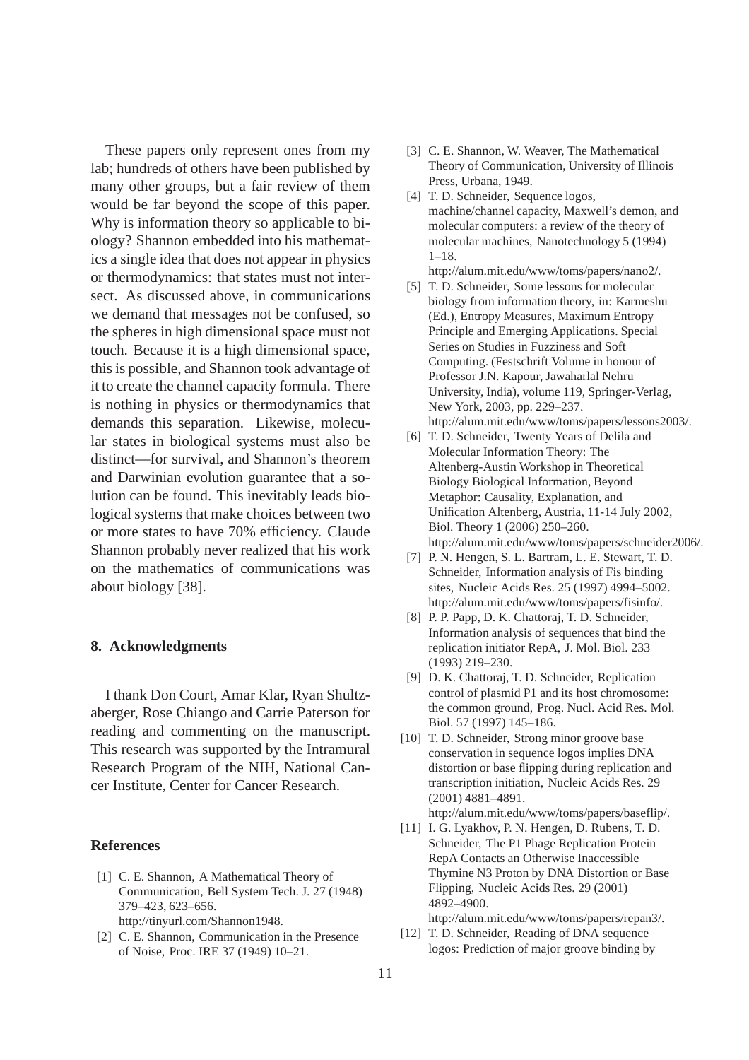These papers only represent ones from my lab; hundreds of others have been published by many other groups, but a fair review of them would be far beyond the scope of this paper. Why is information theory so applicable to biology? Shannon embedded into his mathematics a single idea that does not appear in physics or thermodynamics: that states must not intersect. As discussed above, in communications we demand that messages not be confused, so the spheres in high dimensional space must not touch. Because it is a high dimensional space, this is possible, and Shannon took advantage of it to create the channel capacity formula. There is nothing in physics or thermodynamics that demands this separation. Likewise, molecular states in biological systems must also be distinct—for survival, and Shannon's theorem and Darwinian evolution guarantee that a solution can be found. This inevitably leads biological systems that make choices between two or more states to have 70% efficiency. Claude Shannon probably never realized that his work on the mathematics of communications was about biology [38].

## 8. Acknowledgments

I thank Don Court, Amar Klar, Ryan Shultzaberger, Rose Chiango and Carrie Paterson for reading and commenting on the manuscript. This research was supported by the Intramural Research Program of the NIH, National Cancer Institute, Center for Cancer Research.

## References

[1] C. E. Shannon, A Mathematical Theory of Communication, Bell System Tech. J. 27 (1948) 379–423, 623–656. http://tinyurl.com/Shannon1948.

[2] C. E. Shannon, Communication in the Presence of Noise, Proc. IRE 37 (1949) 10–21.

[3] C. E. Shannon, W. Weaver, The Mathematical Theory of Communication, University of Illinois Press, Urbana, 1949.

[4] T. D. Schneider, Sequence logos, machine/channel capacity, Maxwell's demon, and molecular computers: a review of the theory of molecular machines, Nanotechnology 5 (1994) 1–18. http://alum.mit.edu/www/toms/papers/nano2/.

[5] T. D. Schneider, Some lessons for molecular biology from information theory, in: Karmeshu (Ed.), Entropy Measures, Maximum Entropy Principle and Emerging Applications. Special Series on Studies in Fuzziness and Soft Computing. (Festschrift Volume in honour of Professor J.N. Kapour, Jawaharlal Nehru University, India), volume 119, Springer-Verlag, New York, 2003, pp. 229–237. http://alum.mit.edu/www/toms/papers/lessons2003/.

[6] T. D. Schneider, Twenty Years of Delila and Molecular Information Theory: The Altenberg-Austin Workshop in Theoretical Biology Biological Information, Beyond Metaphor: Causality, Explanation, and Unification Altenberg, Austria, 11-14 July 2002, Biol. Theory 1 (2006) 250–260. http://alum.mit.edu/www/toms/papers/schneider2006/.

[7] P. N. Hengen, S. L. Bartram, L. E. Stewart, T. D. Schneider, Information analysis of Fis binding sites, Nucleic Acids Res. 25 (1997) 4994–5002. http://alum.mit.edu/www/toms/papers/fisinfo/.

[8] P. P. Papp, D. K. Chattoraj, T. D. Schneider, Information analysis of sequences that bind the replication initiator RepA, J. Mol. Biol. 233 (1993) 219–230.

[9] D. K. Chattoraj, T. D. Schneider, Replication control of plasmid P1 and its host chromosome: the common ground, Prog. Nucl. Acid Res. Mol. Biol. 57 (1997) 145–186.

[10] T. D. Schneider, Strong minor groove base conservation in sequence logos implies DNA distortion or base flipping during replication and transcription initiation, Nucleic Acids Res. 29 (2001) 4881–4891. http://alum.mit.edu/www/toms/papers/baseflip/.

[11] I. G. Lyakhov, P. N. Hengen, D. Rubens, T. D. Schneider, The P1 Phage Replication Protein RepA Contacts an Otherwise Inaccessible Thymine N3 Proton by DNA Distortion or Base Flipping, Nucleic Acids Res. 29 (2001) 4892–4900. http://alum.mit.edu/www/toms/papers/repan3/.

[12] T. D. Schneider, Reading of DNA sequence logos: Prediction of major groove binding by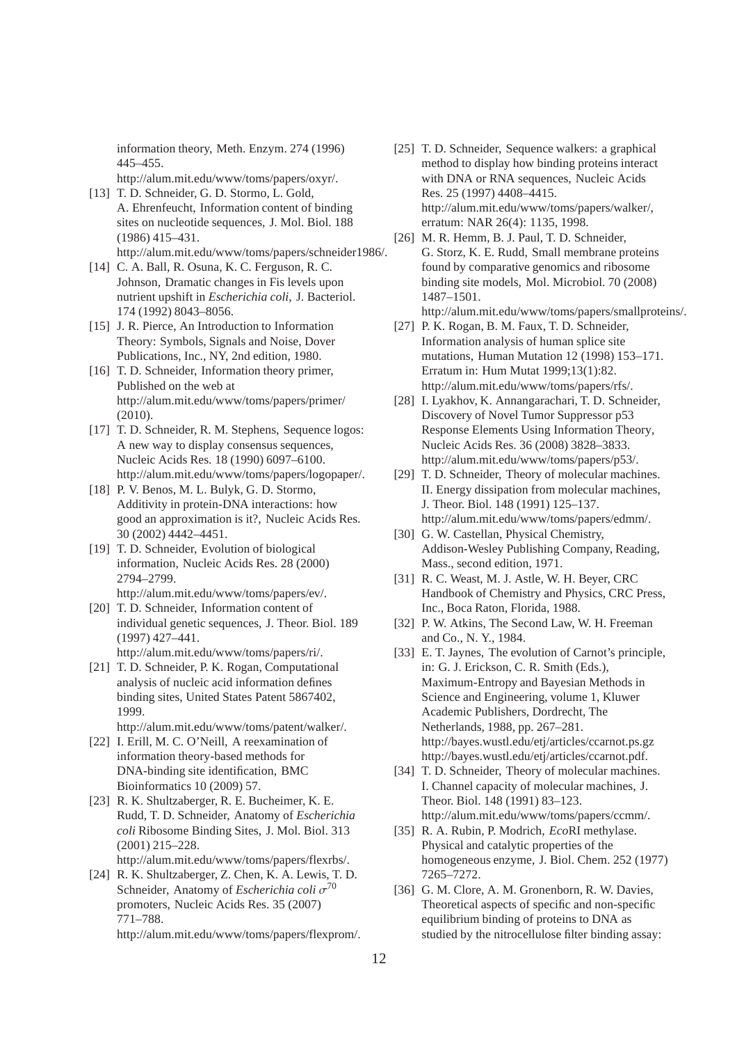information theory, Meth. Enzym. 274 (1996) 445–455. http://alum.mit.edu/www/toms/papers/oxyr/.

[13] T. D. Schneider, G. D. Stormo, L. Gold, A. Ehrenfeucht, Information content of binding sites on nucleotide sequences, J. Mol. Biol. 188 (1986) 415–431. http://alum.mit.edu/www/toms/papers/schneider1986/.

[14] C. A. Ball, R. Osuna, K. C. Ferguson, R. C. Johnson, Dramatic changes in Fis levels upon nutrient upshift in *Escherichia coli*, J. Bacteriol. 174 (1992) 8043–8056.

[15] J. R. Pierce, An Introduction to Information Theory: Symbols, Signals and Noise, Dover Publications, Inc., NY, 2nd edition, 1980.

[16] T. D. Schneider, Information theory primer, Published on the web at http://alum.mit.edu/www/toms/papers/primer/ (2010).

[17] T. D. Schneider, R. M. Stephens, Sequence logos: A new way to display consensus sequences, Nucleic Acids Res. 18 (1990) 6097–6100. http://alum.mit.edu/www/toms/papers/logopaper/.

[18] P. V. Benos, M. L. Bulyk, G. D. Stormo, Additivity in protein-DNA interactions: how good an approximation is it?, Nucleic Acids Res. 30 (2002) 4442–4451.

[19] T. D. Schneider, Evolution of biological information, Nucleic Acids Res. 28 (2000) 2794–2799. http://alum.mit.edu/www/toms/papers/ev/.

[20] T. D. Schneider, Information content of individual genetic sequences, J. Theor. Biol. 189 (1997) 427–441. http://alum.mit.edu/www/toms/papers/ri/.

[21] T. D. Schneider, P. K. Rogan, Computational analysis of nucleic acid information defines binding sites, United States Patent 5867402, 1999. http://alum.mit.edu/www/toms/patent/walker/.

[22] I. Erill, M. C. O'Neill, A reexamination of information theory-based methods for DNA-binding site identification, BMC Bioinformatics 10 (2009) 57.

[23] R. K. Shultzaberger, R. E. Bucheimer, K. E. Rudd, T. D. Schneider, Anatomy of *Escherichia coli* Ribosome Binding Sites, J. Mol. Biol. 313 (2001) 215–228. http://alum.mit.edu/www/toms/papers/flexrbs/.

[24] R. K. Shultzaberger, Z. Chen, K. A. Lewis, T. D. Schneider, Anatomy of *Escherichia coli* $\sigma^{70}$ promoters, Nucleic Acids Res. 35 (2007) 771–788. http://alum.mit.edu/www/toms/papers/flexprom/.

[25] T. D. Schneider, Sequence walkers: a graphical method to display how binding proteins interact with DNA or RNA sequences, Nucleic Acids Res. 25 (1997) 4408–4415. http://alum.mit.edu/www/toms/papers/walker/, erratum: NAR 26(4): 1135, 1998.

[26] M. R. Hemm, B. J. Paul, T. D. Schneider, G. Storz, K. E. Rudd, Small membrane proteins found by comparative genomics and ribosome binding site models, Mol. Microbiol. 70 (2008) 1487–1501. http://alum.mit.edu/www/toms/papers/smallproteins/.

[27] P. K. Rogan, B. M. Faux, T. D. Schneider, Information analysis of human splice site mutations, Human Mutation 12 (1998) 153–171. Erratum in: Hum Mutat 1999;13(1):82. http://alum.mit.edu/www/toms/papers/rfs/.

[28] I. Lyakhov, K. Annangarachari, T. D. Schneider, Discovery of Novel Tumor Suppressor p53 Response Elements Using Information Theory, Nucleic Acids Res. 36 (2008) 3828–3833. http://alum.mit.edu/www/toms/papers/p53/.

[29] T. D. Schneider, Theory of molecular machines. II. Energy dissipation from molecular machines, J. Theor. Biol. 148 (1991) 125–137. http://alum.mit.edu/www/toms/papers/edmm/.

[30] G. W. Castellan, Physical Chemistry, Addison-Wesley Publishing Company, Reading, Mass., second edition, 1971.

[31] R. C. Weast, M. J. Astle, W. H. Beyer, CRC Handbook of Chemistry and Physics, CRC Press, Inc., Boca Raton, Florida, 1988.

[32] P. W. Atkins, The Second Law, W. H. Freeman and Co., N. Y., 1984.

[33] E. T. Jaynes, The evolution of Carnot's principle, in: G. J. Erickson, C. R. Smith (Eds.), Maximum-Entropy and Bayesian Methods in Science and Engineering, volume 1, Kluwer Academic Publishers, Dordrecht, The Netherlands, 1988, pp. 267–281. http://bayes.wustl.edu/etj/articles/ccarnot.ps.gz http://bayes.wustl.edu/etj/articles/ccarnot.pdf.

[34] T. D. Schneider, Theory of molecular machines. I. Channel capacity of molecular machines, J. Theor. Biol. 148 (1991) 83–123. http://alum.mit.edu/www/toms/papers/ccmm/.

[35] R. A. Rubin, P. Modrich, *Eco*RI methylase. Physical and catalytic properties of the homogeneous enzyme, J. Biol. Chem. 252 (1977) 7265–7272.

[36] G. M. Clore, A. M. Gronenborn, R. W. Davies, Theoretical aspects of specific and non-specific equilibrium binding of proteins to DNA as studied by the nitrocellulose filter binding assay: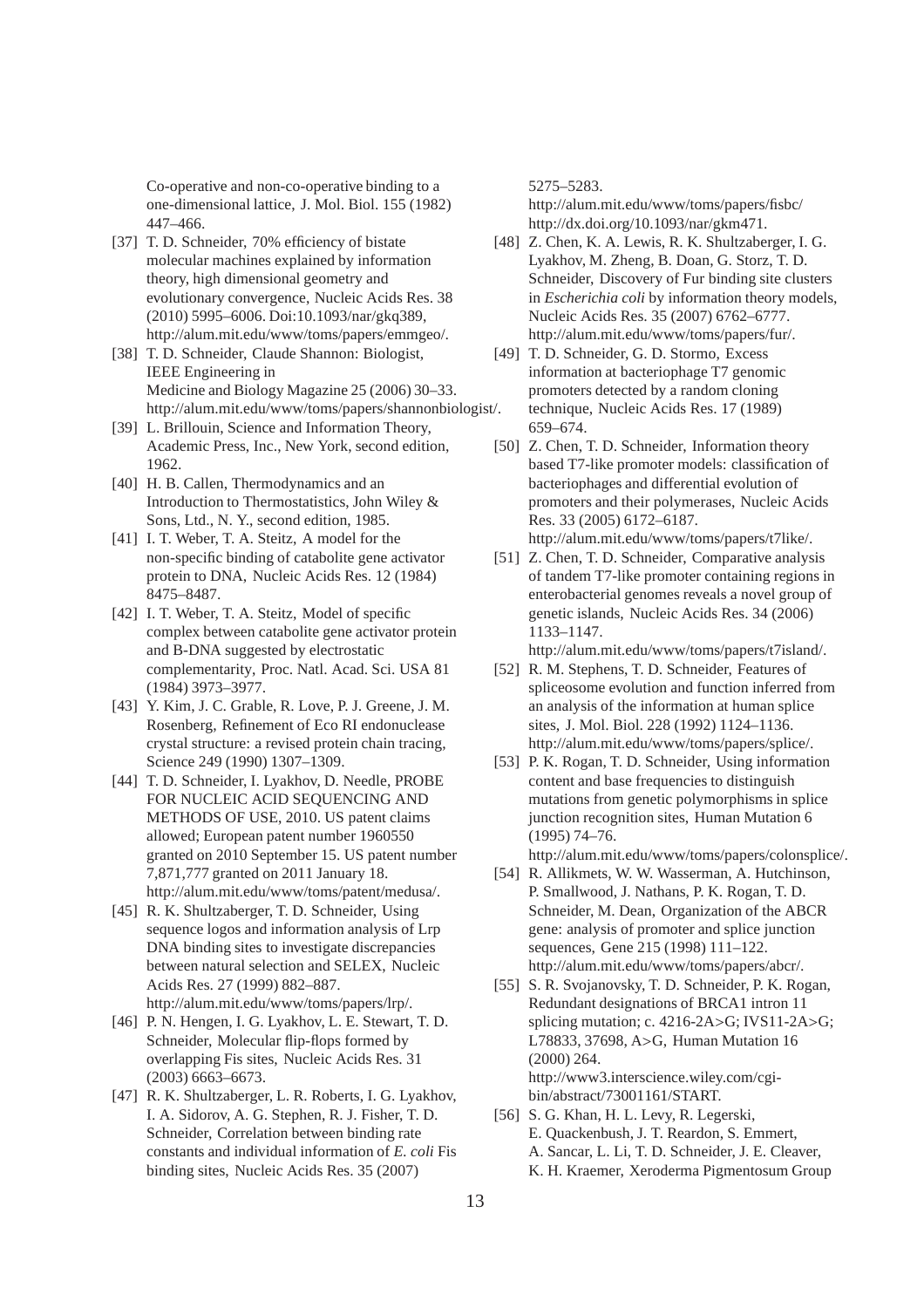Co-operative and non-co-operative binding to a one-dimensional lattice, J. Mol. Biol. 155 (1982) 447–466.

[37] T. D. Schneider, 70% efficiency of bistate molecular machines explained by information theory, high dimensional geometry and evolutionary convergence, Nucleic Acids Res. 38 (2010) 5995–6006. Doi:10.1093/nar/gkq389, http://alum.mit.edu/www/toms/papers/emmgeo/.

[38] T. D. Schneider, Claude Shannon: Biologist, IEEE Engineering in Medicine and Biology Magazine 25 (2006) 30–33. http://alum.mit.edu/www/toms/papers/shannonbiologist/.

[39] L. Brillouin, Science and Information Theory, Academic Press, Inc., New York, second edition, 1962.

[40] H. B. Callen, Thermodynamics and an Introduction to Thermostatistics, John Wiley & Sons, Ltd., N. Y., second edition, 1985.

[41] I. T. Weber, T. A. Steitz, A model for the non-specific binding of catabolite gene activator protein to DNA, Nucleic Acids Res. 12 (1984) 8475–8487.

[42] I. T. Weber, T. A. Steitz, Model of specific complex between catabolite gene activator protein and B-DNA suggested by electrostatic complementarity, Proc. Natl. Acad. Sci. USA 81 (1984) 3973–3977.

[43] Y. Kim, J. C. Grable, R. Love, P. J. Greene, J. M. Rosenberg, Refinement of Eco RI endonuclease crystal structure: a revised protein chain tracing, Science 249 (1990) 1307–1309.

[44] T. D. Schneider, I. Lyakhov, D. Needle, PROBE FOR NUCLEIC ACID SEQUENCING AND METHODS OF USE, 2010. US patent claims allowed; European patent number 1960550 granted on 2010 September 15. US patent number 7,871,777 granted on 2011 January 18. http://alum.mit.edu/www/toms/patent/medusa/.

[45] R. K. Shultzaberger, T. D. Schneider, Using sequence logos and information analysis of Lrp DNA binding sites to investigate discrepancies between natural selection and SELEX, Nucleic Acids Res. 27 (1999) 882–887. http://alum.mit.edu/www/toms/papers/lrp/.

[46] P. N. Hengen, I. G. Lyakhov, L. E. Stewart, T. D. Schneider, Molecular flip-flops formed by overlapping Fis sites, Nucleic Acids Res. 31 (2003) 6663–6673.

[47] R. K. Shultzaberger, L. R. Roberts, I. G. Lyakhov, I. A. Sidorov, A. G. Stephen, R. J. Fisher, T. D. Schneider, Correlation between binding rate constants and individual information of *E. coli* Fis binding sites, Nucleic Acids Res. 35 (2007) 5275–5283. http://alum.mit.edu/www/toms/papers/fisbc/ http://dx.doi.org/10.1093/nar/gkm471.

[48] Z. Chen, K. A. Lewis, R. K. Shultzaberger, I. G. Lyakhov, M. Zheng, B. Doan, G. Storz, T. D. Schneider, Discovery of Fur binding site clusters in *Escherichia coli* by information theory models, Nucleic Acids Res. 35 (2007) 6762–6777. http://alum.mit.edu/www/toms/papers/fur/.

[49] T. D. Schneider, G. D. Stormo, Excess information at bacteriophage T7 genomic promoters detected by a random cloning technique, Nucleic Acids Res. 17 (1989) 659–674.

[50] Z. Chen, T. D. Schneider, Information theory based T7-like promoter models: classification of bacteriophages and differential evolution of promoters and their polymerases, Nucleic Acids Res. 33 (2005) 6172–6187. http://alum.mit.edu/www/toms/papers/t7like/.

[51] Z. Chen, T. D. Schneider, Comparative analysis of tandem T7-like promoter containing regions in enterobacterial genomes reveals a novel group of genetic islands, Nucleic Acids Res. 34 (2006) 1133–1147. http://alum.mit.edu/www/toms/papers/t7island/.

[52] R. M. Stephens, T. D. Schneider, Features of spliceosome evolution and function inferred from an analysis of the information at human splice sites, J. Mol. Biol. 228 (1992) 1124–1136. http://alum.mit.edu/www/toms/papers/splice/.

[53] P. K. Rogan, T. D. Schneider, Using information content and base frequencies to distinguish mutations from genetic polymorphisms in splice junction recognition sites, Human Mutation 6 (1995) 74–76. http://alum.mit.edu/www/toms/papers/colonsplice/.

[54] R. Allikmets, W. W. Wasserman, A. Hutchinson, P. Smallwood, J. Nathans, P. K. Rogan, T. D. Schneider, M. Dean, Organization of the ABCR gene: analysis of promoter and splice junction sequences, Gene 215 (1998) 111–122. http://alum.mit.edu/www/toms/papers/abcr/.

[55] S. R. Svojanovsky, T. D. Schneider, P. K. Rogan, Redundant designations of BRCA1 intron 11 splicing mutation; c. 4216-2A>G; IVS11-2A>G; L78833, 37698, A>G, Human Mutation 16 (2000) 264. http://www3.interscience.wiley.com/cgi-bin/abstract/73001161/START.

[56] S. G. Khan, H. L. Levy, R. Legerski, E. Quackenbush, J. T. Reardon, S. Emmert, A. Sancar, L. Li, T. D. Schneider, J. E. Cleaver, K. H. Kraemer, Xeroderma Pigmentosum Group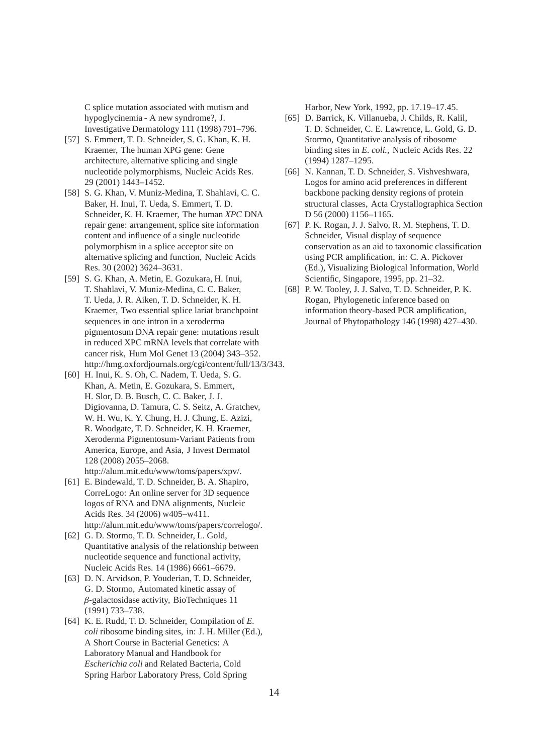C splice mutation associated with mutism and hypoglycinemia - A new syndrome?, J. Investigative Dermatology 111 (1998) 791–796.

[57] S. Emmert, T. D. Schneider, S. G. Khan, K. H. Kraemer, The human XPG gene: Gene architecture, alternative splicing and single nucleotide polymorphisms, Nucleic Acids Res. 29 (2001) 1443–1452.

[58] S. G. Khan, V. Muniz-Medina, T. Shahlavi, C. C. Baker, H. Inui, T. Ueda, S. Emmert, T. D. Schneider, K. H. Kraemer, The human *XPC* DNA repair gene: arrangement, splice site information content and influence of a single nucleotide polymorphism in a splice acceptor site on alternative splicing and function, Nucleic Acids Res. 30 (2002) 3624–3631.

[59] S. G. Khan, A. Metin, E. Gozukara, H. Inui, T. Shahlavi, V. Muniz-Medina, C. C. Baker, T. Ueda, J. R. Aiken, T. D. Schneider, K. H. Kraemer, Two essential splice lariat branchpoint sequences in one intron in a xeroderma pigmentosum DNA repair gene: mutations result in reduced XPC mRNA levels that correlate with cancer risk, Hum Mol Genet 13 (2004) 343–352. http://hmg.oxfordjournals.org/cgi/content/full/13/3/343.

[60] H. Inui, K. S. Oh, C. Nadem, T. Ueda, S. G. Khan, A. Metin, E. Gozukara, S. Emmert, H. Slor, D. B. Busch, C. C. Baker, J. J. Digiovanna, D. Tamura, C. S. Seitz, A. Gratchev, W. H. Wu, K. Y. Chung, H. J. Chung, E. Azizi, R. Woodgate, T. D. Schneider, K. H. Kraemer, Xeroderma Pigmentosum-Variant Patients from America, Europe, and Asia, J Invest Dermatol 128 (2008) 2055–2068. http://alum.mit.edu/www/toms/papers/xpv/.

[61] E. Bindewald, T. D. Schneider, B. A. Shapiro, CorreLogo: An online server for 3D sequence logos of RNA and DNA alignments, Nucleic Acids Res. 34 (2006) w405–w411. http://alum.mit.edu/www/toms/papers/correlogo/.

[62] G. D. Stormo, T. D. Schneider, L. Gold, Quantitative analysis of the relationship between nucleotide sequence and functional activity, Nucleic Acids Res. 14 (1986) 6661–6679.

[63] D. N. Arvidson, P. Youderian, T. D. Schneider, G. D. Stormo, Automated kinetic assay of $\beta$-galactosidase activity, BioTechniques 11 (1991) 733–738.

[64] K. E. Rudd, T. D. Schneider, Compilation of *E. coli* ribosome binding sites, in: J. H. Miller (Ed.), A Short Course in Bacterial Genetics: A Laboratory Manual and Handbook for *Escherichia coli* and Related Bacteria, Cold Spring Harbor Laboratory Press, Cold Spring Harbor, New York, 1992, pp. 17.19–17.45.

[65] D. Barrick, K. Villanueba, J. Childs, R. Kalil, T. D. Schneider, C. E. Lawrence, L. Gold, G. D. Stormo, Quantitative analysis of ribosome binding sites in *E. coli.*, Nucleic Acids Res. 22 (1994) 1287–1295.

[66] N. Kannan, T. D. Schneider, S. Vishveshwara, Logos for amino acid preferences in different backbone packing density regions of protein structural classes, Acta Crystallographica Section D 56 (2000) 1156–1165.

[67] P. K. Rogan, J. J. Salvo, R. M. Stephens, T. D. Schneider, Visual display of sequence conservation as an aid to taxonomic classification using PCR amplification, in: C. A. Pickover (Ed.), Visualizing Biological Information, World Scientific, Singapore, 1995, pp. 21–32.

[68] P. W. Tooley, J. J. Salvo, T. D. Schneider, P. K. Rogan, Phylogenetic inference based on information theory-based PCR amplification, Journal of Phytopathology 146 (1998) 427–430.